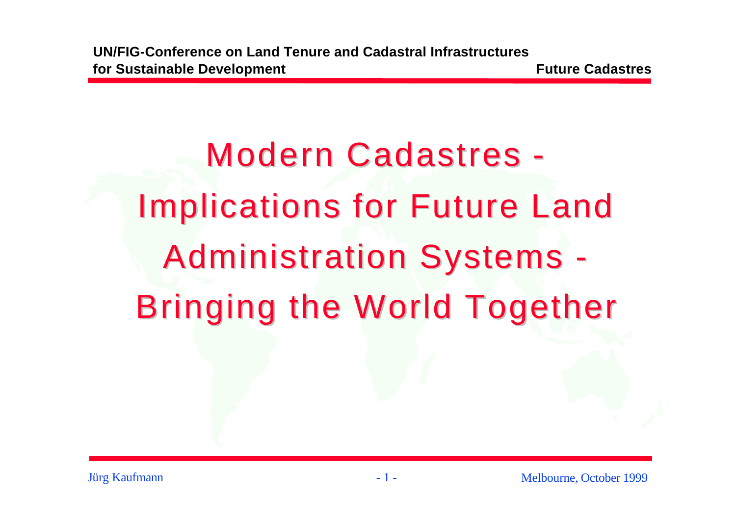# Modern Cadastres - Implications for Future Land Administration Systems - Bringing the World Together

Jürg Kaufmann

Melbourne, October 1999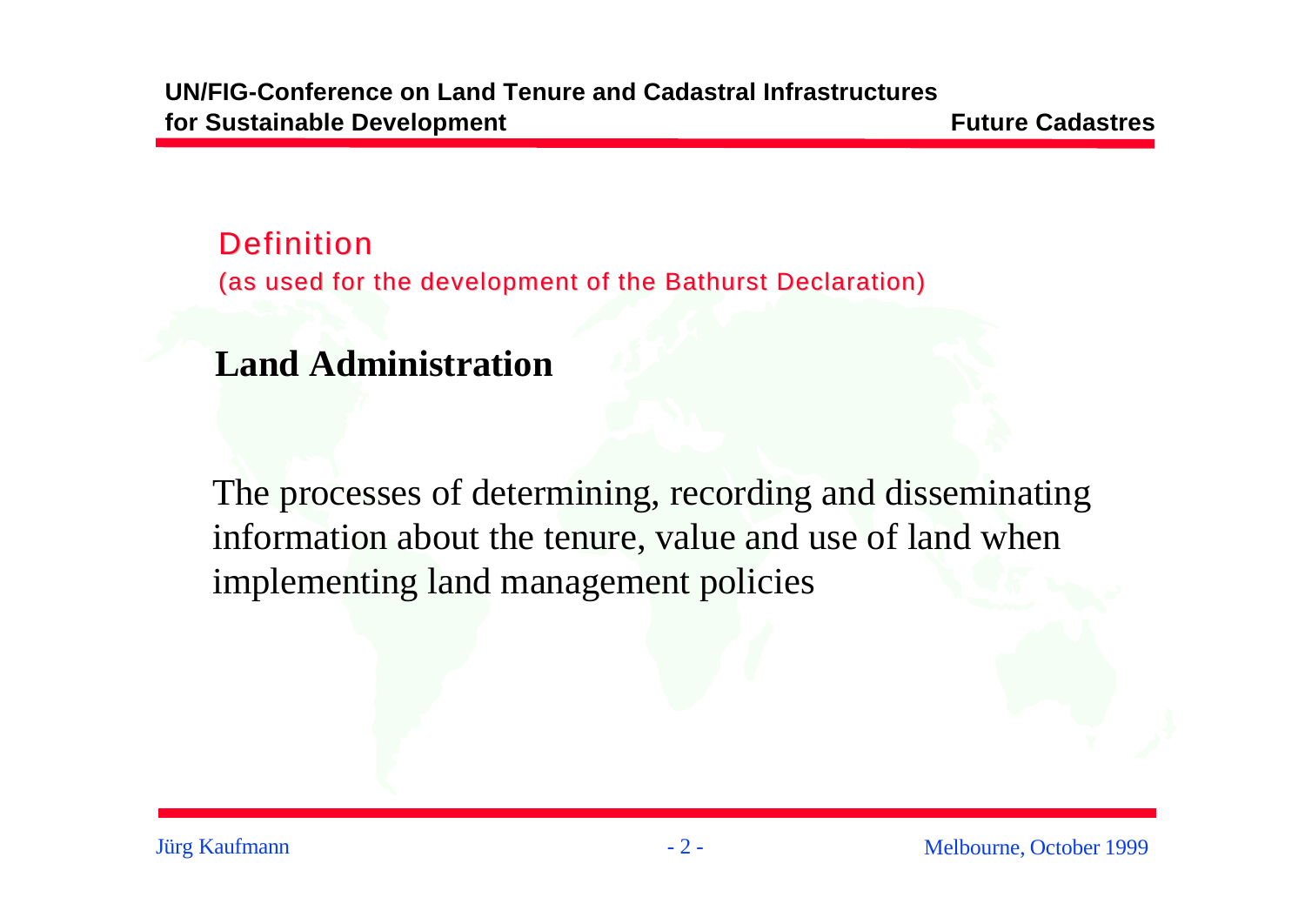## Definition

(as used for the development of the Bathurst Declaration)

**Land Administration**

The processes of determining, recording and disseminating information about the tenure, value and use of land when implementing land management policies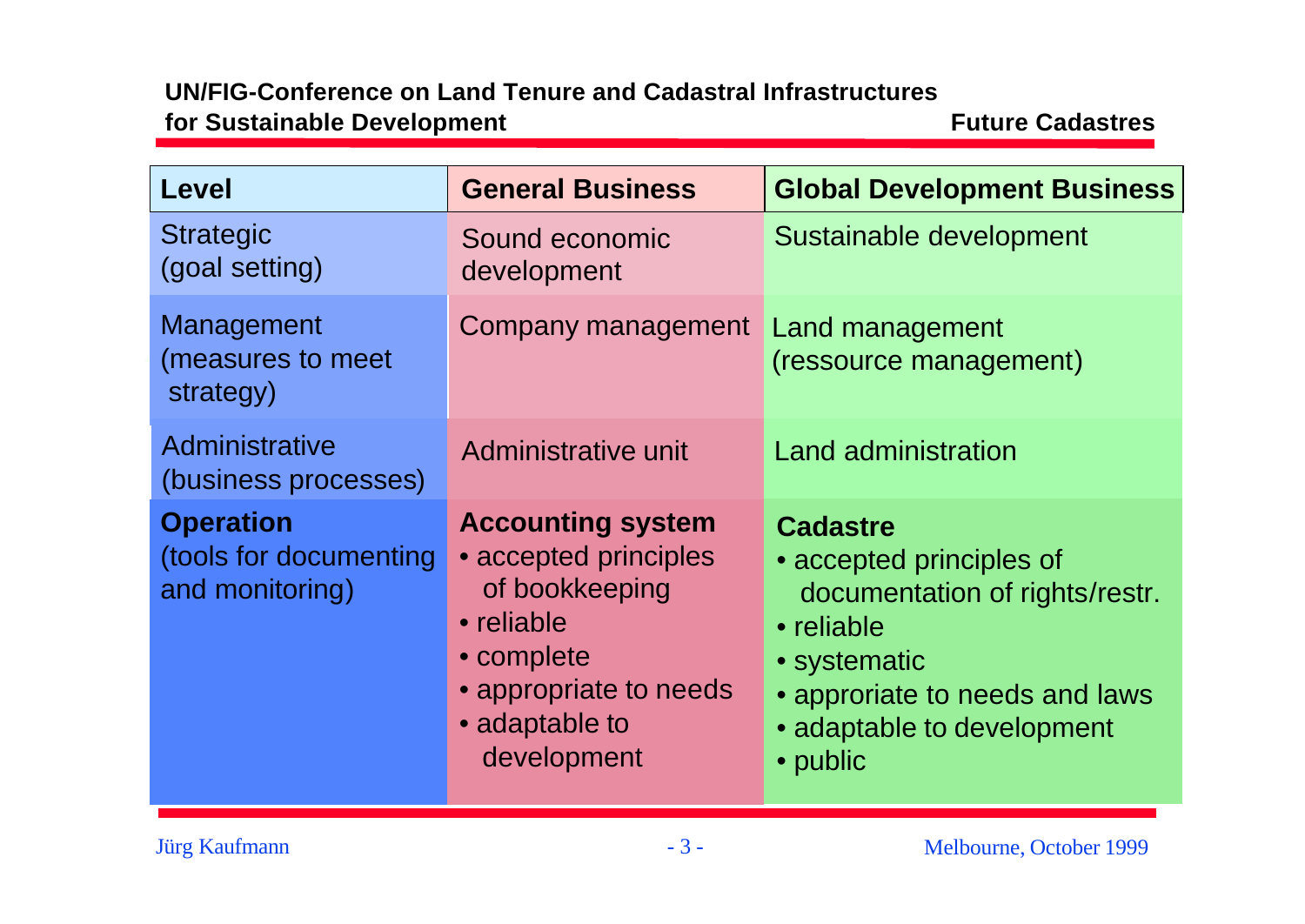| Level | General Business | Global Development Business |
|---|---|---|
| Strategic (goal setting) | Sound economic development | Sustainable development |
| Management (measures to meet strategy) | Company management | Land management (ressource management) |
| Administrative (business processes) | Administrative unit | Land administration |
| **Operation** (tools for documenting and monitoring) | **Accounting system** • accepted principles of bookkeeping • reliable • complete • appropriate to needs • adaptable to development | **Cadastre** • accepted principles of documentation of rights/restr. • reliable • systematic • appropriate to needs and laws • adaptable to development • public |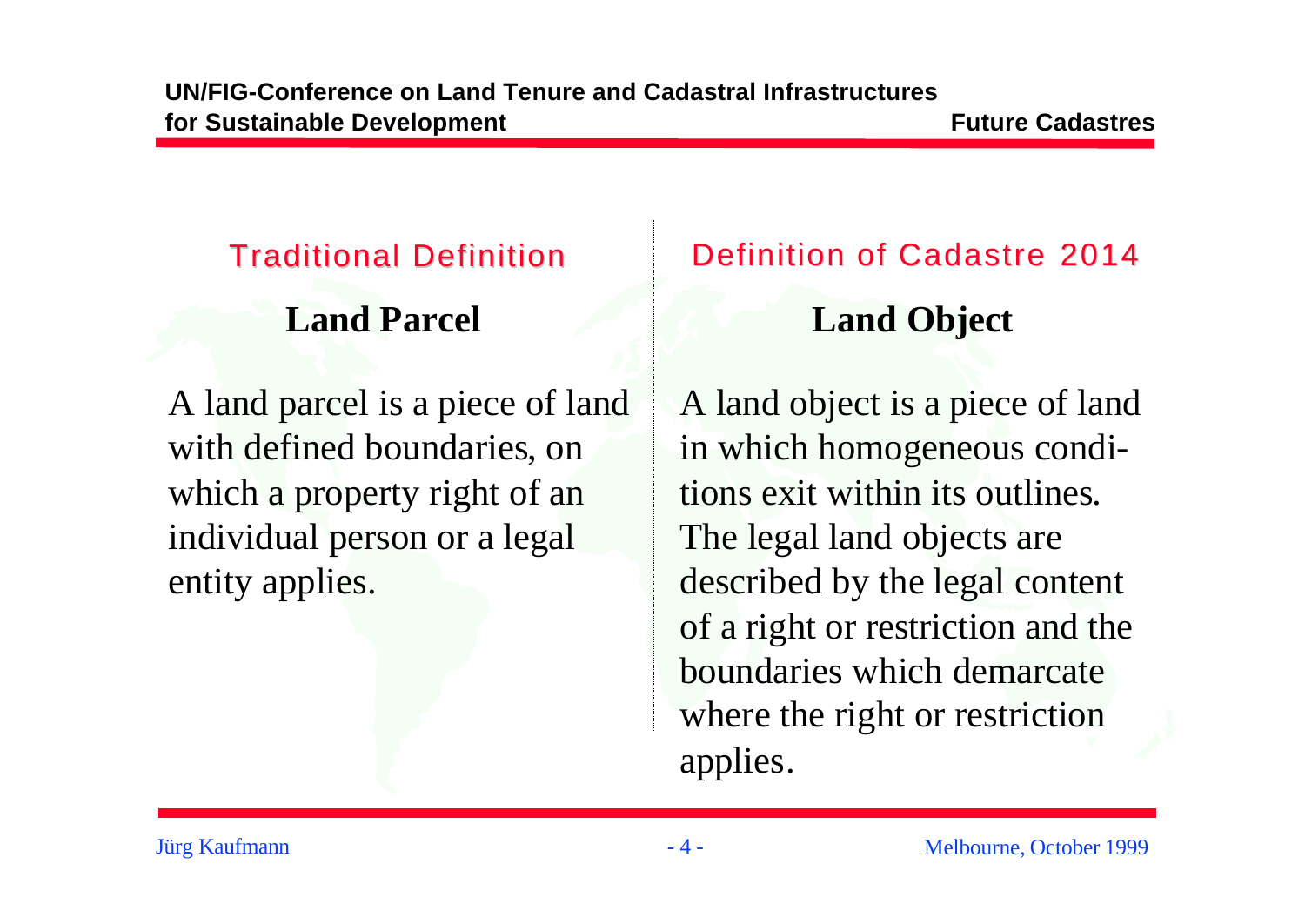## Traditional Definition

### Land Parcel

A land parcel is a piece of land with defined boundaries, on which a property right of an individual person or a legal entity applies.

## Definition of Cadastre 2014

### Land Object

A land object is a piece of land in which homogeneous conditions exit within its outlines. The legal land objects are described by the legal content of a right or restriction and the boundaries which demarcate where the right or restriction applies.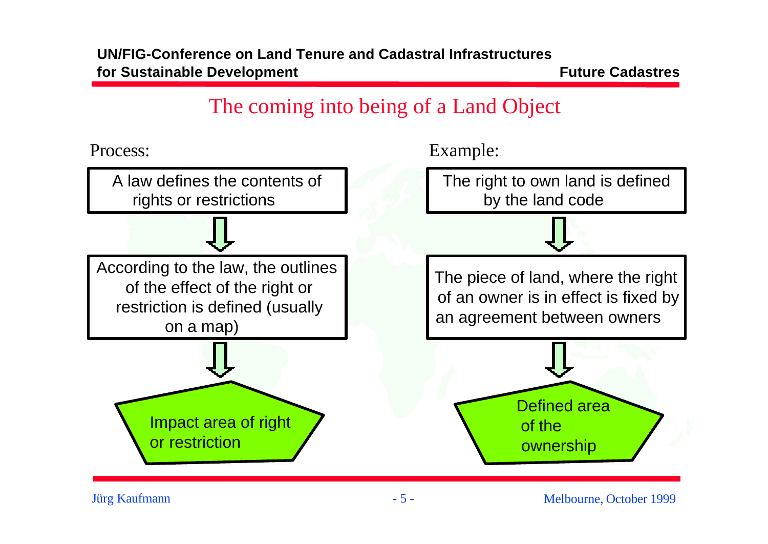# The coming into being of a Land Object

**Process:**

1. A law defines the contents of rights or restrictions
2. According to the law, the outlines of the effect of the right or restriction is defined (usually on a map)
3. Impact area of right or restriction

**Example:**

1. The right to own land is defined by the land code
2. The piece of land, where the right of an owner is in effect is fixed by an agreement between owners
3. Defined area of the ownership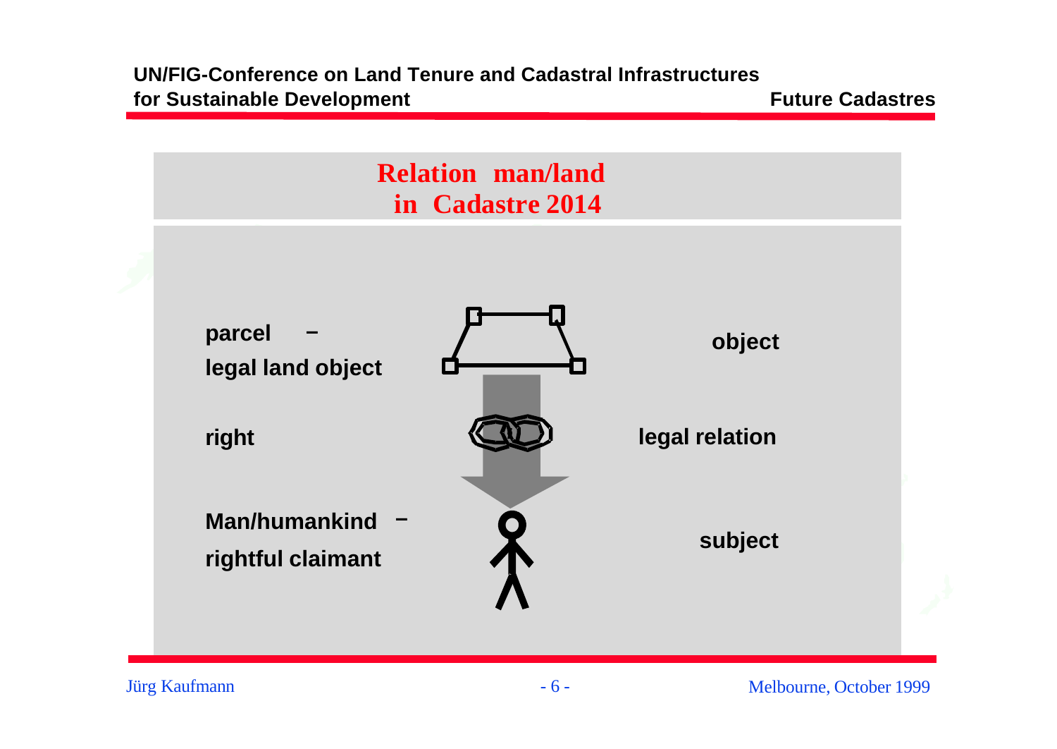## Relation man/land in Cadastre 2014

| | | |
|---|---|---|
| **parcel – legal land object** | | **object** |
| **right** | | **legal relation** |
| **Man/humankind – rightful claimant** | | **subject** |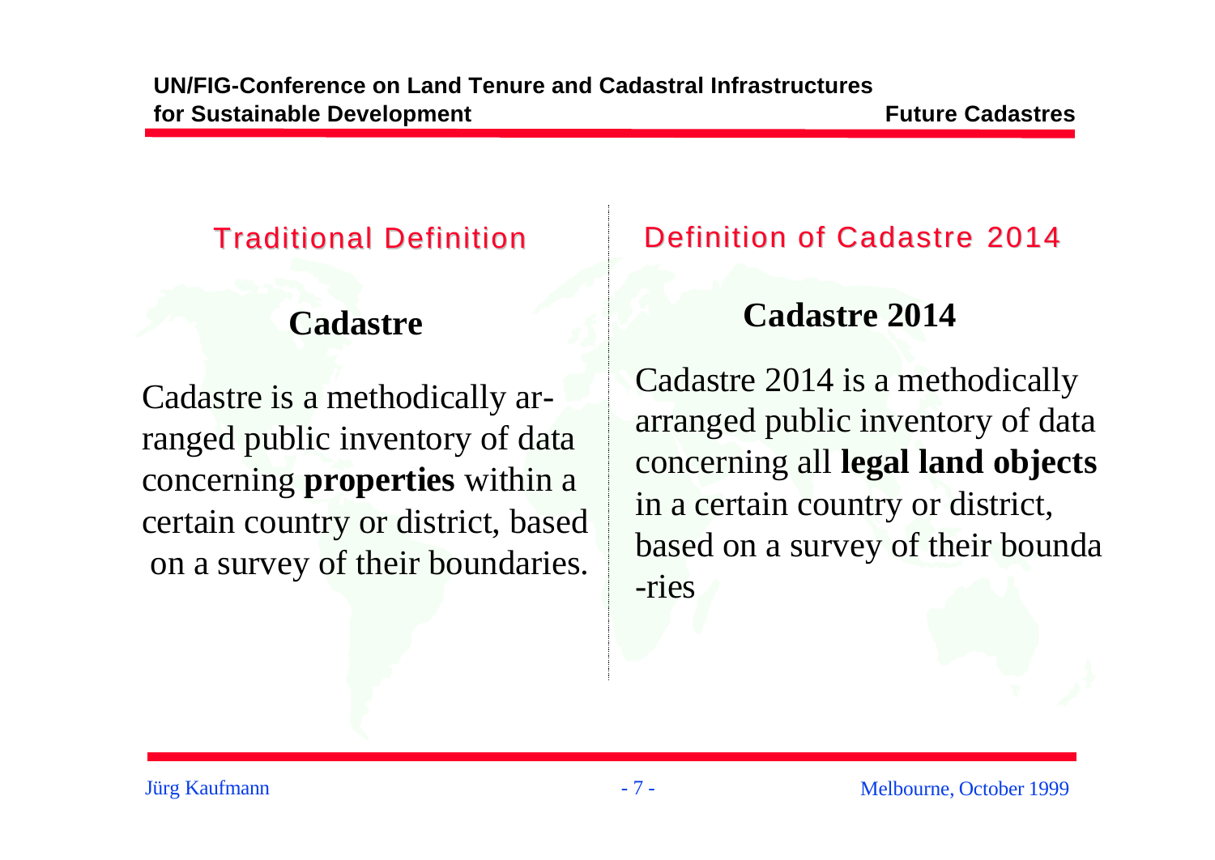## Traditional Definition

### Cadastre

Cadastre is a methodically arranged public inventory of data concerning **properties** within a certain country or district, based on a survey of their boundaries.

## Definition of Cadastre 2014

### Cadastre 2014

Cadastre 2014 is a methodically arranged public inventory of data concerning all **legal land objects** in a certain country or district, based on a survey of their boundaries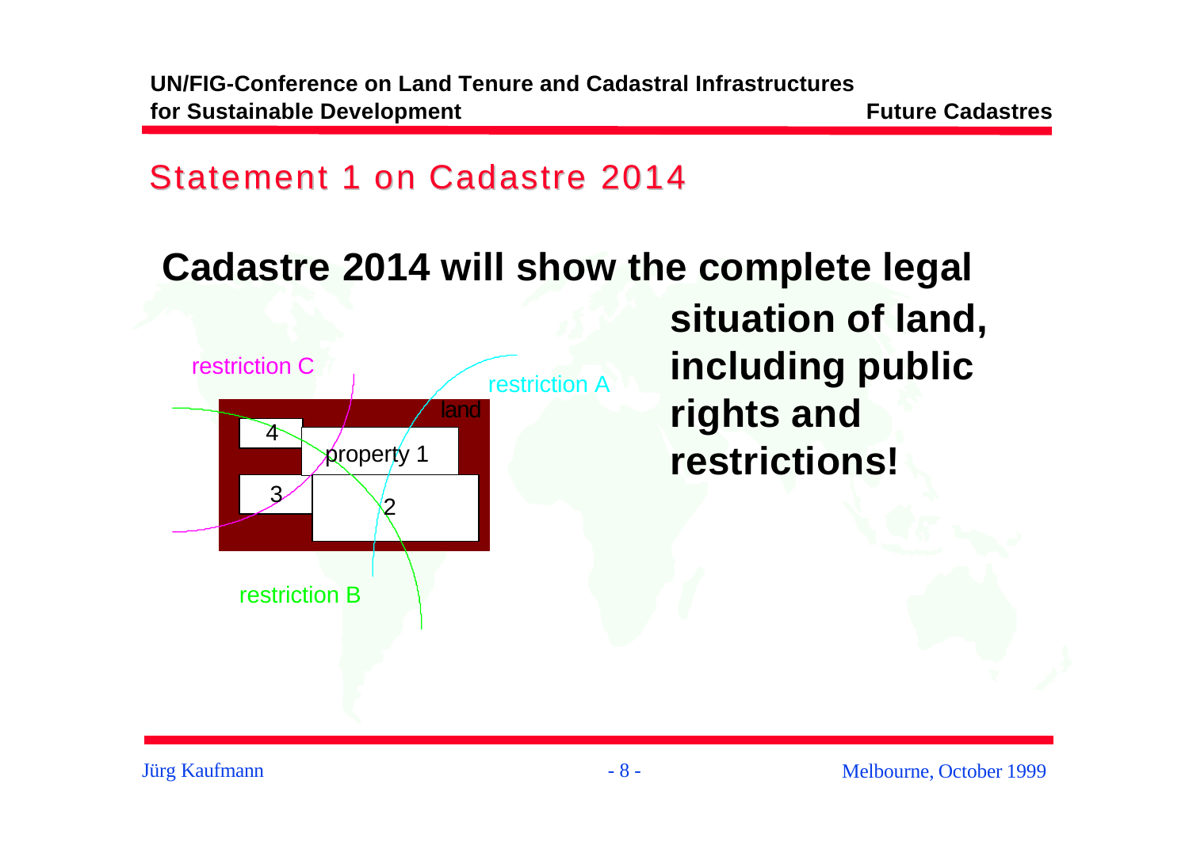## Statement 1 on Cadastre 2014

**Cadastre 2014 will show the complete legal situation of land, including public rights and restrictions!**

restriction C

restriction A

land

4

property 1

3

2

restriction B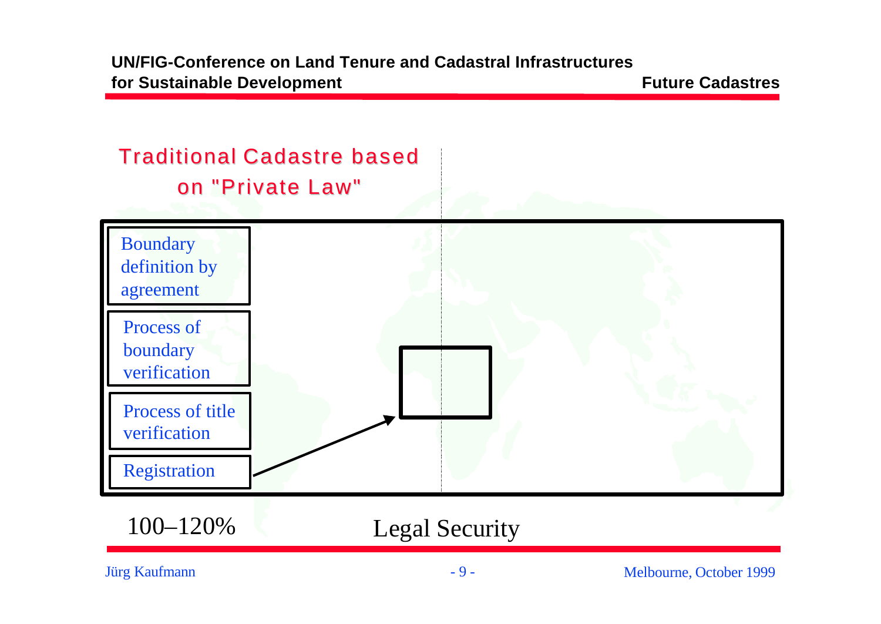## Traditional Cadastre based on "Private Law"

- Boundary definition by agreement
- Process of boundary verification
- Process of title verification
- Registration

100–120%

Legal Security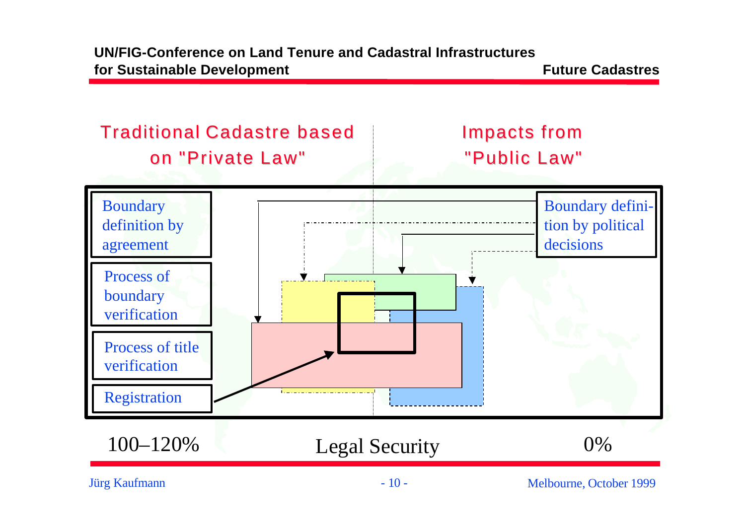## Traditional Cadastre based on "Private Law"

## Impacts from "Public Law"

Boundary definition by agreement

Process of boundary verification

Process of title verification

Registration

Boundary definition by political decisions

100–120% Legal Security 0%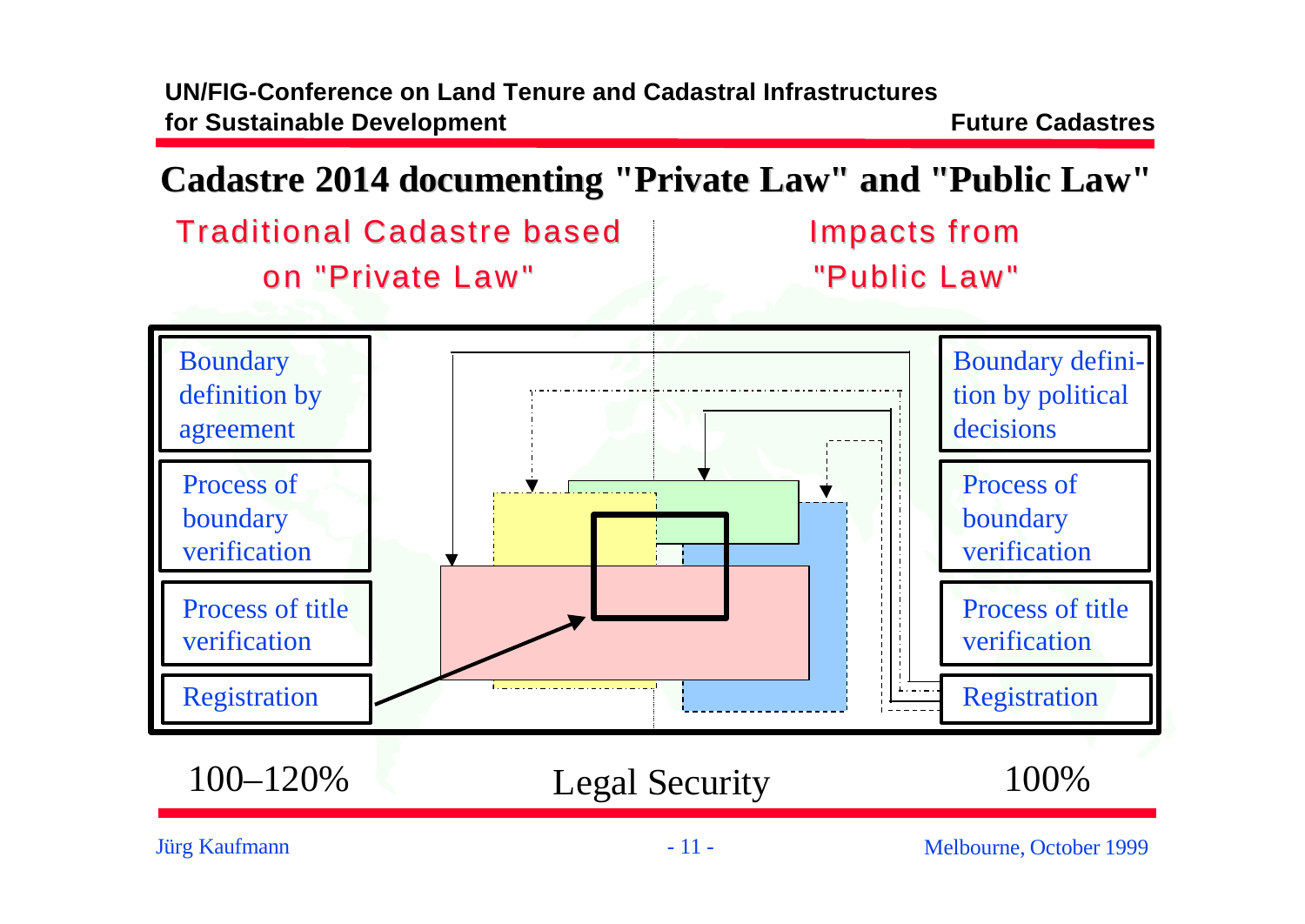# Cadastre 2014 documenting "Private Law" and "Public Law"

| Traditional Cadastre based on "Private Law" | Impacts from "Public Law" |
| --- | --- |
| Boundary definition by agreement | Boundary definition by political decisions |
| Process of boundary verification | Process of boundary verification |
| Process of title verification | Process of title verification |
| Registration | Registration |

100–120% Legal Security 100%

Jürg Kaufmann

Melbourne, October 1999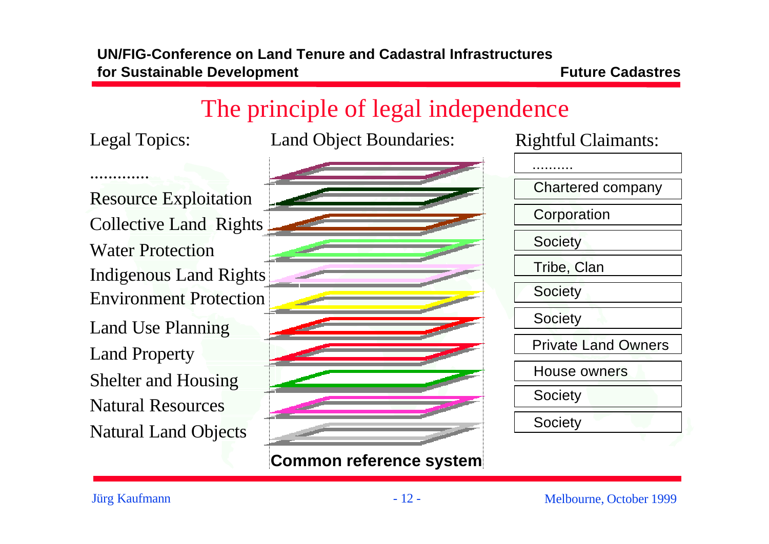# The principle of legal independence

| Legal Topics: | Land Object Boundaries: | Rightful Claimants: |
|---|---|---|
| ............. | | .......... |
| Resource Exploitation | | Chartered company |
| Collective Land Rights | | Corporation |
| Water Protection | | Society |
| Indigenous Land Rights | | Tribe, Clan |
| Environment Protection | | Society |
| Land Use Planning | | Society |
| Land Property | | Private Land Owners |
| Shelter and Housing | | House owners |
| Natural Resources | | Society |
| Natural Land Objects | | Society |

**Common reference system**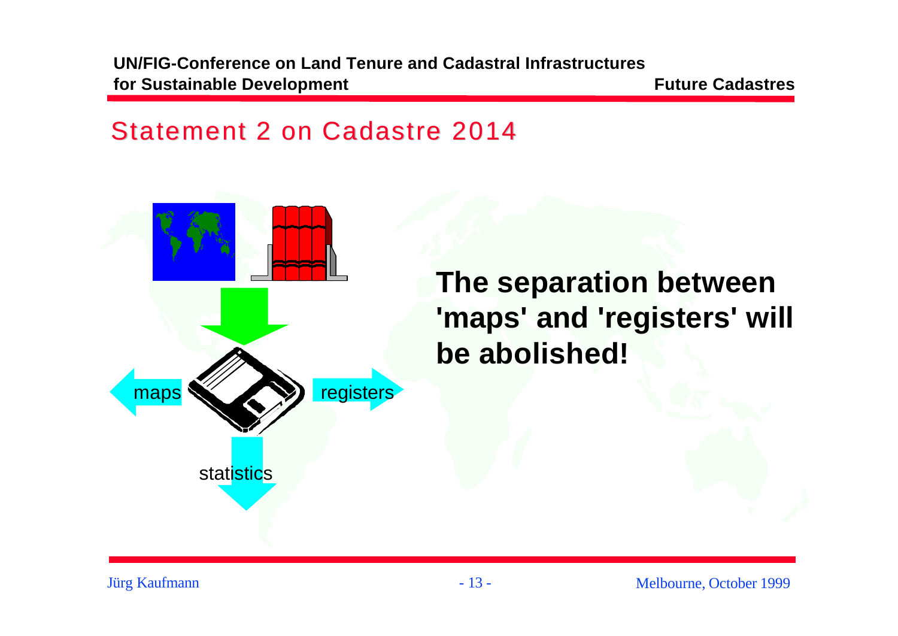## Statement 2 on Cadastre 2014

maps

registers

statistics

**The separation between 'maps' and 'registers' will be abolished!**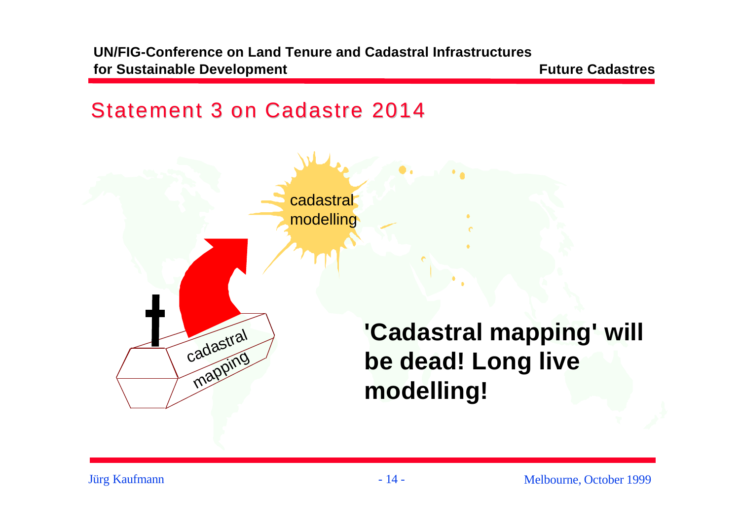## Statement 3 on Cadastre 2014

cadastral modelling

cadastral mapping

**'Cadastral mapping' will be dead! Long live modelling!**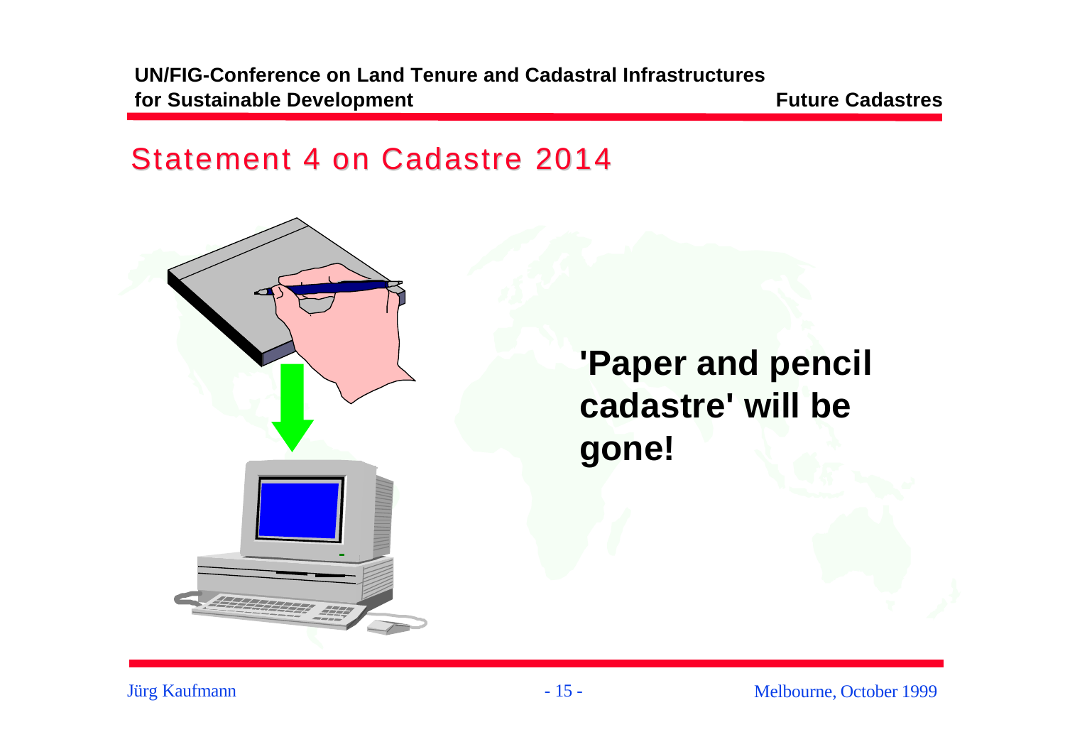## Statement 4 on Cadastre 2014

**'Paper and pencil cadastre' will be gone!**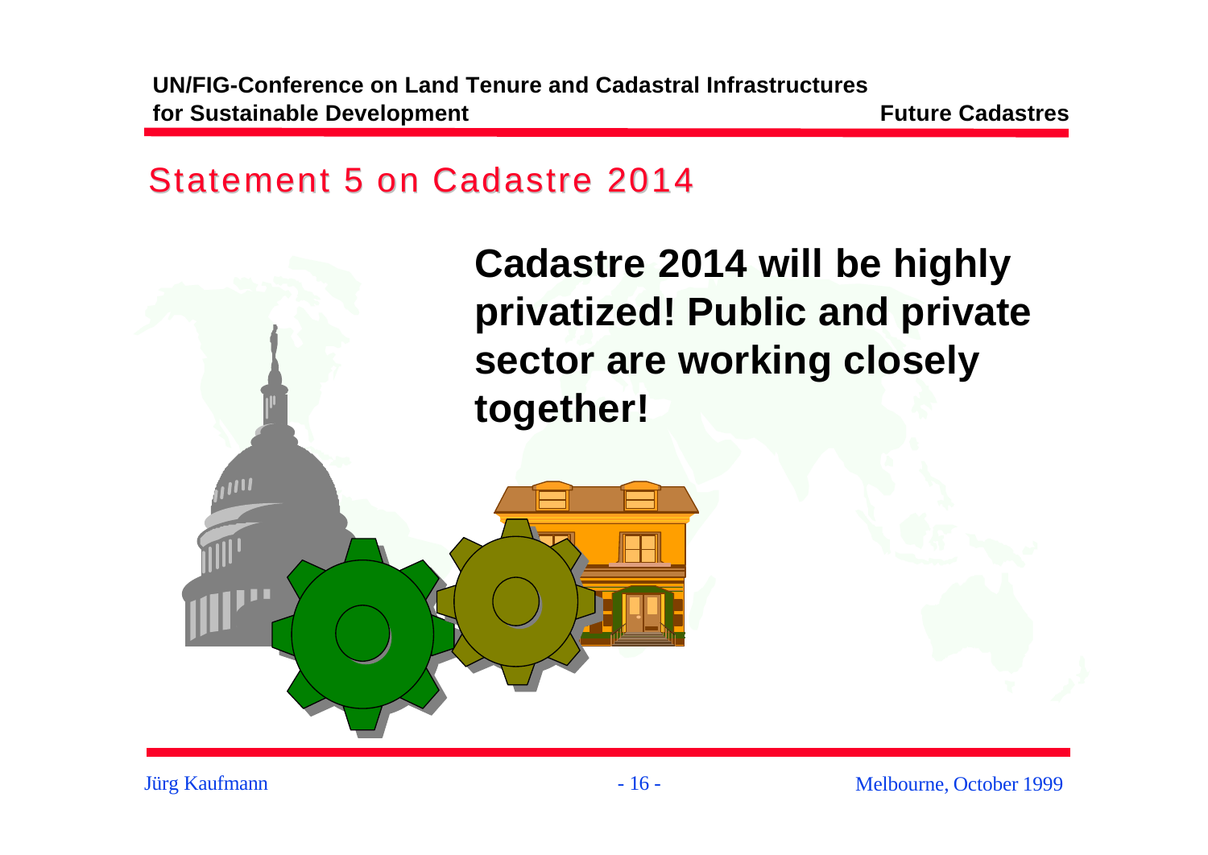## Statement 5 on Cadastre 2014

**Cadastre 2014 will be highly privatized! Public and private sector are working closely together!**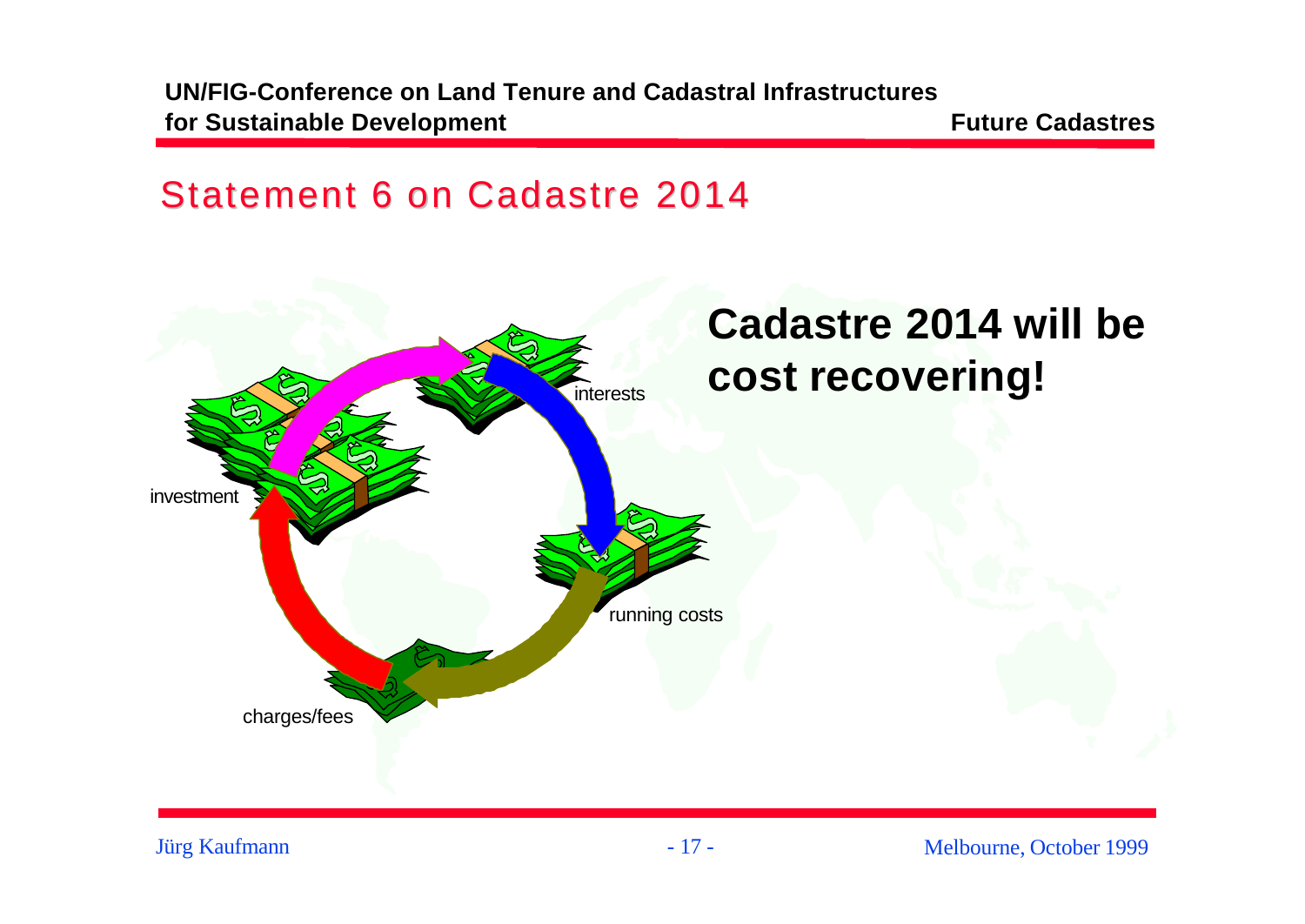# Statement 6 on Cadastre 2014

investment

interests

running costs

charges/fees

**Cadastre 2014 will be cost recovering!**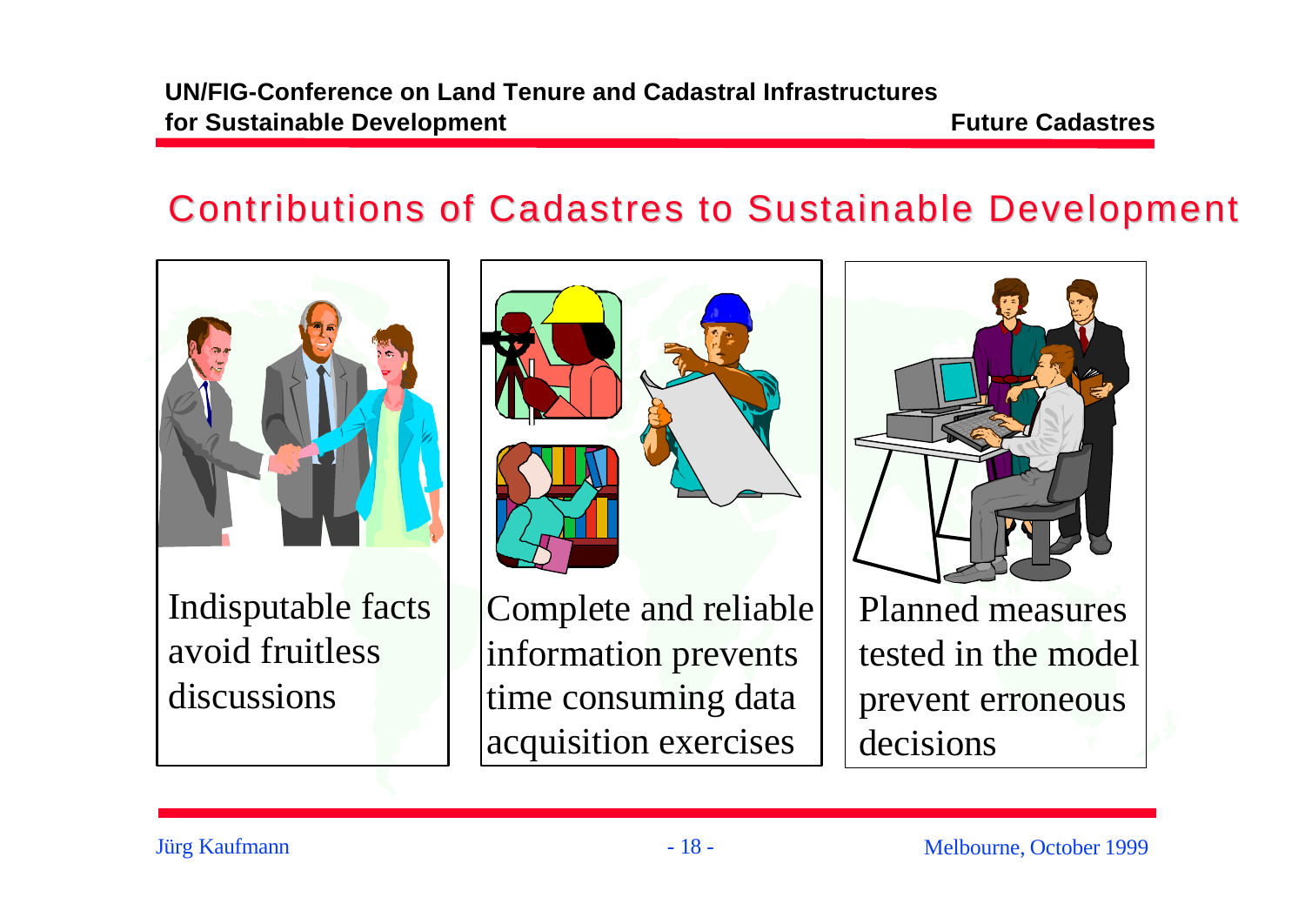## Contributions of Cadastres to Sustainable Development

Indisputable facts avoid fruitless discussions

Complete and reliable information prevents time consuming data acquisition exercises

Planned measures tested in the model prevent erroneous decisions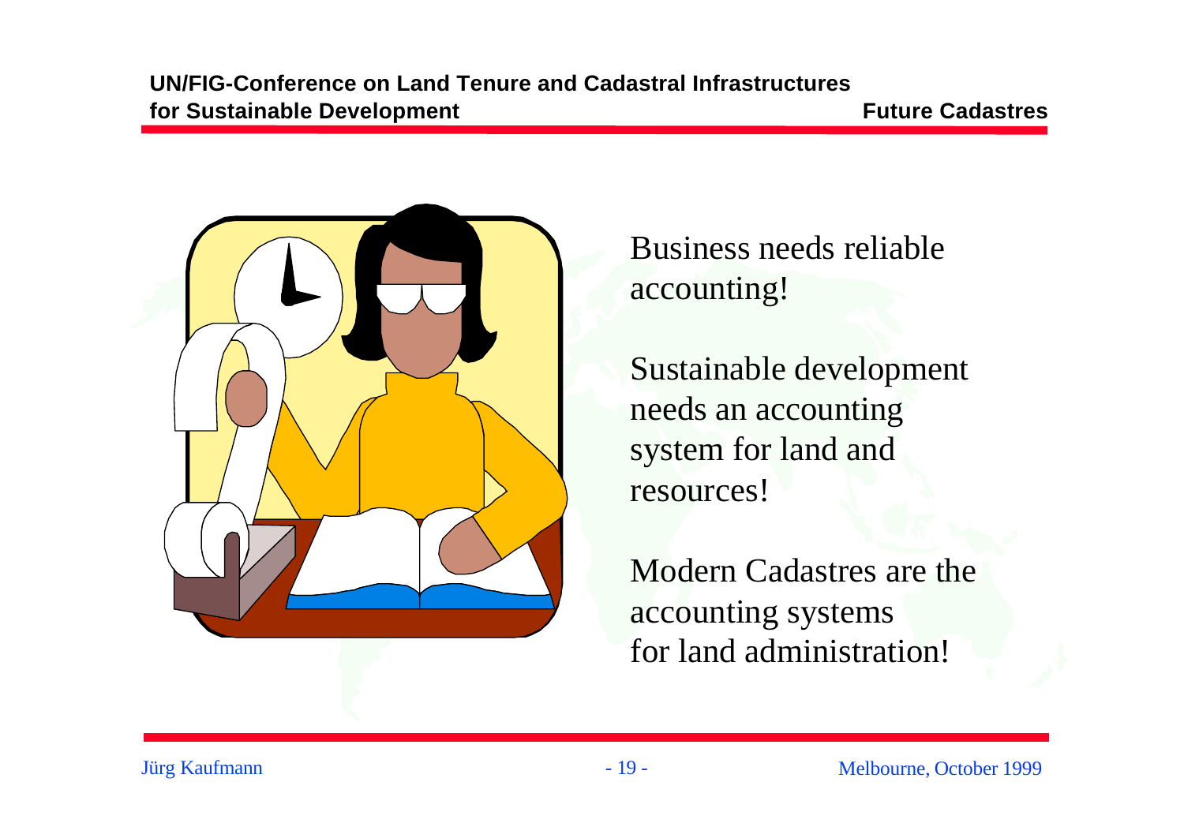Business needs reliable accounting!

Sustainable development needs an accounting system for land and resources!

Modern Cadastres are the accounting systems for land administration!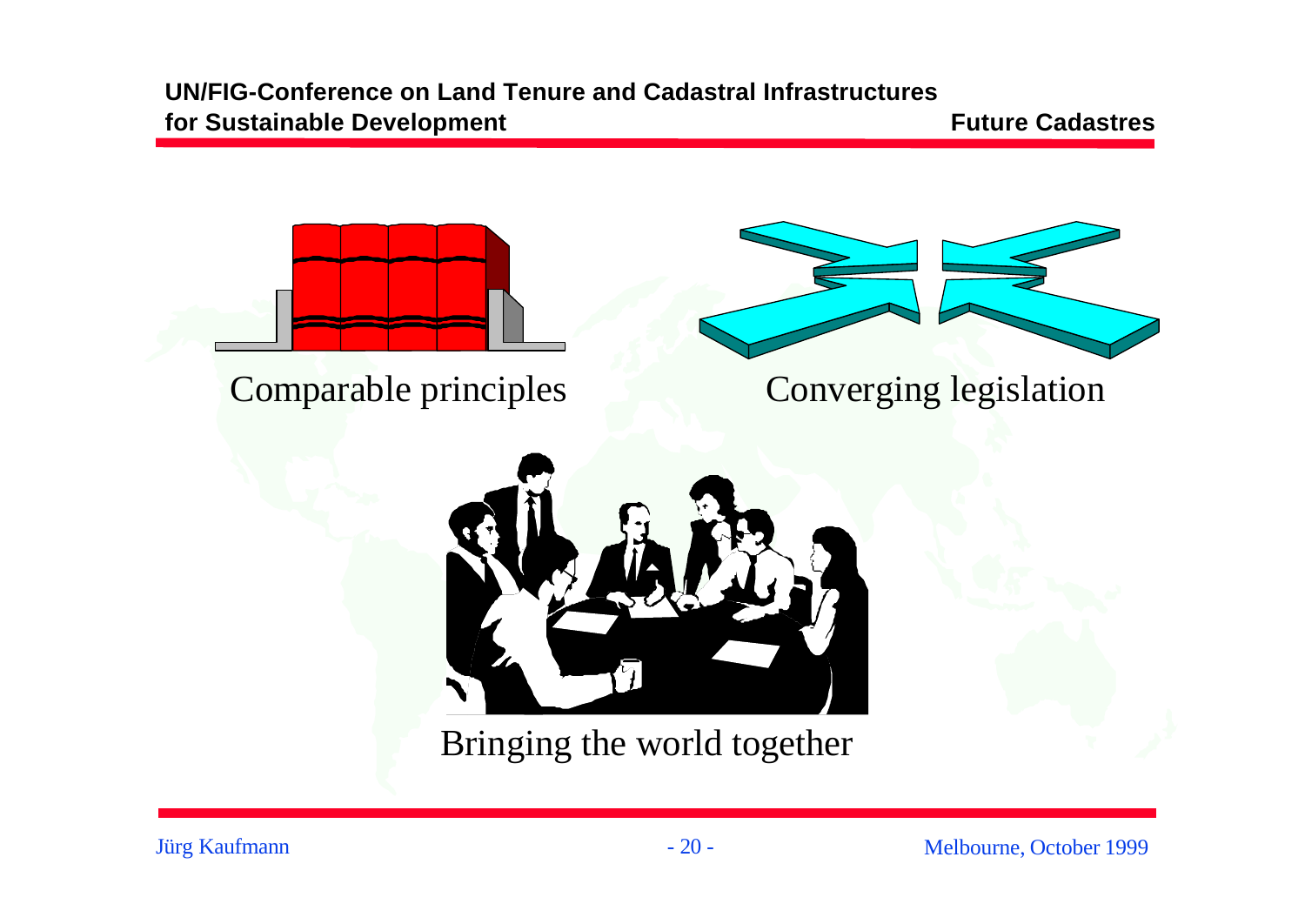Comparable principles

Converging legislation

Bringing the world together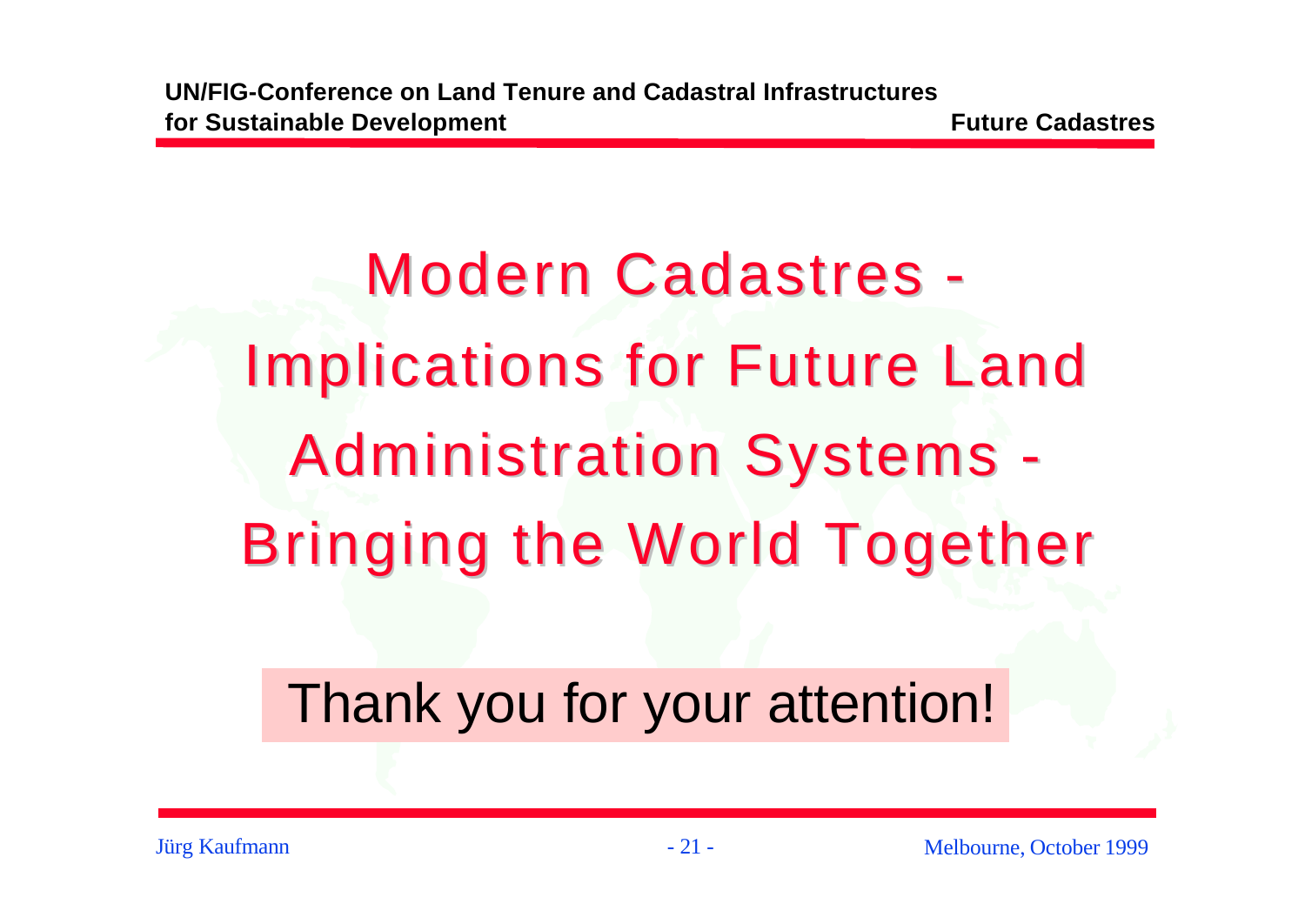# Modern Cadastres - Implications for Future Land Administration Systems - Bringing the World Together

Thank you for your attention!